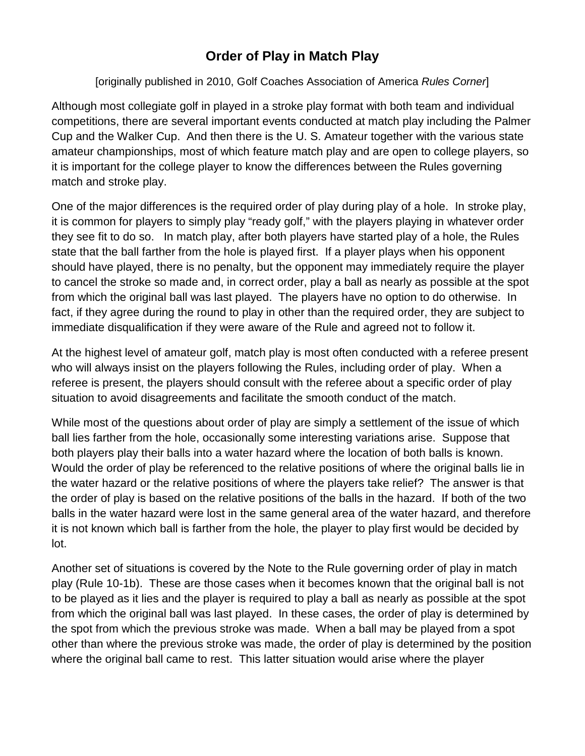# Order of Play in Match Play

[originally published in 2010, Golf Coaches Association of America *Rules Corner*]

Although most collegiate golf in played in a stroke play format with both team and individual competitions, there are several important events conducted at match play including the Palmer Cup and the Walker Cup. And then there is the U. S. Amateur together with the various state amateur championships, most of which feature match play and are open to college players, so it is important for the college player to know the differences between the Rules governing match and stroke play.

One of the major differences is the required order of play during play of a hole. In stroke play, it is common for players to simply play "ready golf," with the players playing in whatever order they see fit to do so. In match play, after both players have started play of a hole, the Rules state that the ball farther from the hole is played first. If a player plays when his opponent should have played, there is no penalty, but the opponent may immediately require the player to cancel the stroke so made and, in correct order, play a ball as nearly as possible at the spot from which the original ball was last played. The players have no option to do otherwise. In fact, if they agree during the round to play in other than the required order, they are subject to immediate disqualification if they were aware of the Rule and agreed not to follow it.

At the highest level of amateur golf, match play is most often conducted with a referee present who will always insist on the players following the Rules, including order of play. When a referee is present, the players should consult with the referee about a specific order of play situation to avoid disagreements and facilitate the smooth conduct of the match.

While most of the questions about order of play are simply a settlement of the issue of which ball lies farther from the hole, occasionally some interesting variations arise. Suppose that both players play their balls into a water hazard where the location of both balls is known. Would the order of play be referenced to the relative positions of where the original balls lie in the water hazard or the relative positions of where the players take relief? The answer is that the order of play is based on the relative positions of the balls in the hazard. If both of the two balls in the water hazard were lost in the same general area of the water hazard, and therefore it is not known which ball is farther from the hole, the player to play first would be decided by lot.

Another set of situations is covered by the Note to the Rule governing order of play in match play (Rule 10-1b). These are those cases when it becomes known that the original ball is not to be played as it lies and the player is required to play a ball as nearly as possible at the spot from which the original ball was last played. In these cases, the order of play is determined by the spot from which the previous stroke was made. When a ball may be played from a spot other than where the previous stroke was made, the order of play is determined by the position where the original ball came to rest. This latter situation would arise where the player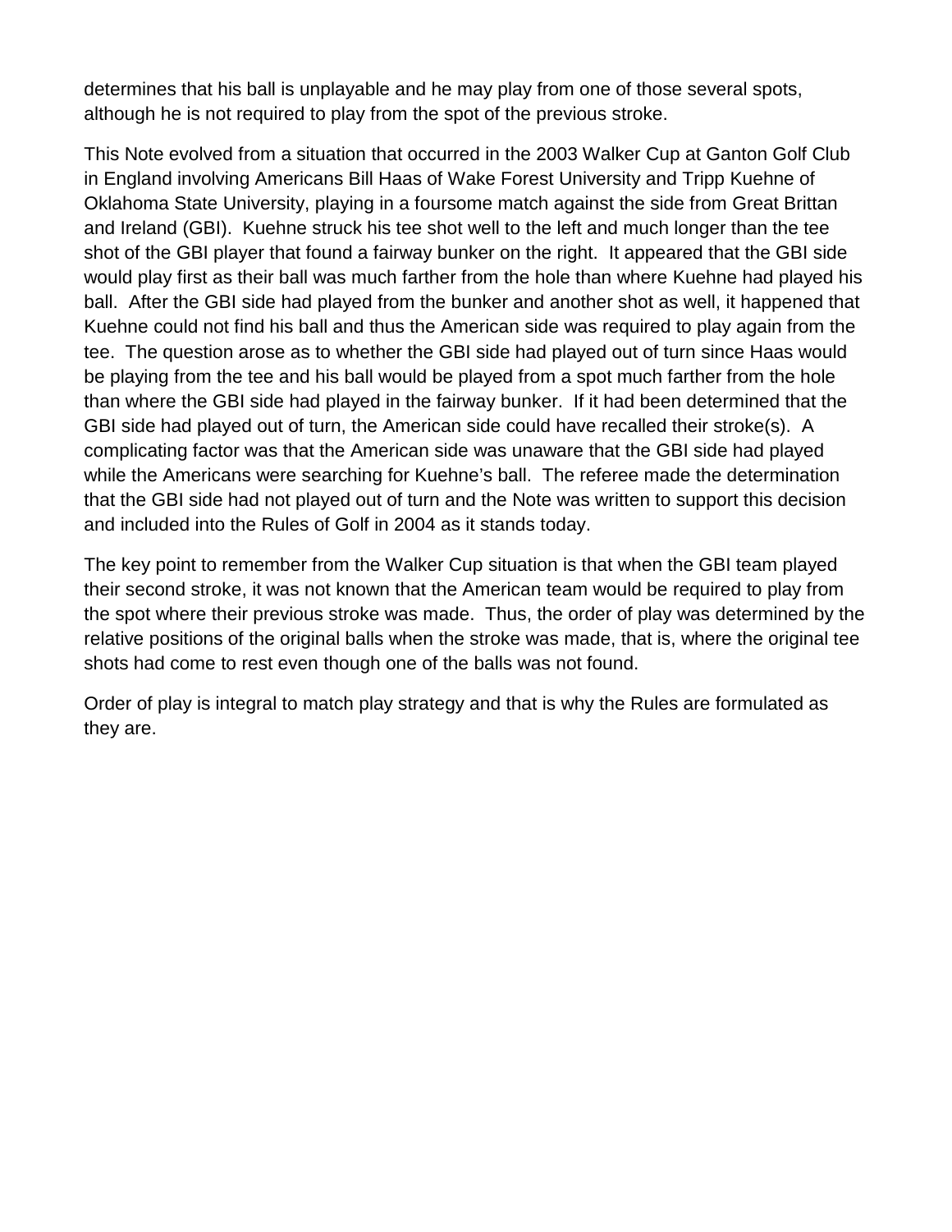determines that his ball is unplayable and he may play from one of those several spots, although he is not required to play from the spot of the previous stroke.

This Note evolved from a situation that occurred in the 2003 Walker Cup at Ganton Golf Club in England involving Americans Bill Haas of Wake Forest University and Tripp Kuehne of Oklahoma State University, playing in a foursome match against the side from Great Brittan and Ireland (GBI). Kuehne struck his tee shot well to the left and much longer than the tee shot of the GBI player that found a fairway bunker on the right. It appeared that the GBI side would play first as their ball was much farther from the hole than where Kuehne had played his ball. After the GBI side had played from the bunker and another shot as well, it happened that Kuehne could not find his ball and thus the American side was required to play again from the tee. The question arose as to whether the GBI side had played out of turn since Haas would be playing from the tee and his ball would be played from a spot much farther from the hole than where the GBI side had played in the fairway bunker. If it had been determined that the GBI side had played out of turn, the American side could have recalled their stroke(s). A complicating factor was that the American side was unaware that the GBI side had played while the Americans were searching for Kuehne's ball. The referee made the determination that the GBI side had not played out of turn and the Note was written to support this decision and included into the Rules of Golf in 2004 as it stands today.

The key point to remember from the Walker Cup situation is that when the GBI team played their second stroke, it was not known that the American team would be required to play from the spot where their previous stroke was made. Thus, the order of play was determined by the relative positions of the original balls when the stroke was made, that is, where the original tee shots had come to rest even though one of the balls was not found.

Order of play is integral to match play strategy and that is why the Rules are formulated as they are.